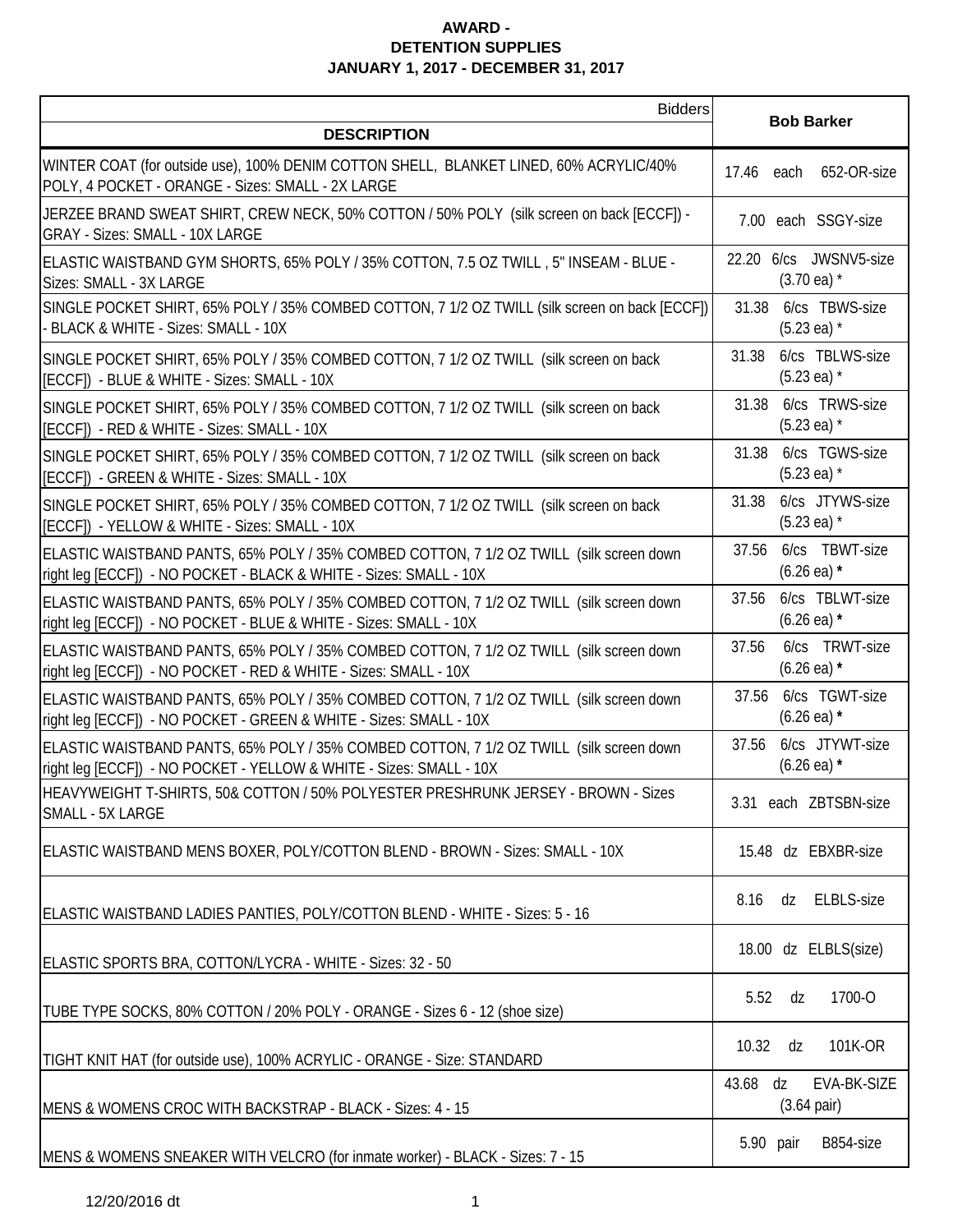**AWARD -**
**DETENTION SUPPLIES**
**JANUARY 1, 2017 - DECEMBER 31, 2017**

| DESCRIPTION | Bidders<br>**Bob Barker** |
|---|---|
| WINTER COAT (for outside use), 100% DENIM COTTON SHELL, BLANKET LINED, 60% ACRYLIC/40% POLY, 4 POCKET - ORANGE - Sizes: SMALL - 2X LARGE | 17.46 each 652-OR-size |
| JERZEE BRAND SWEAT SHIRT, CREW NECK, 50% COTTON / 50% POLY (silk screen on back [ECCF]) - GRAY - Sizes: SMALL - 10X LARGE | 7.00 each SSGY-size |
| ELASTIC WAISTBAND GYM SHORTS, 65% POLY / 35% COTTON, 7.5 OZ TWILL , 5" INSEAM - BLUE - Sizes: SMALL - 3X LARGE | 22.20 6/cs JWSNV5-size (3.70 ea) * |
| SINGLE POCKET SHIRT, 65% POLY / 35% COMBED COTTON, 7 1/2 OZ TWILL (silk screen on back [ECCF]) - BLACK & WHITE - Sizes: SMALL - 10X | 31.38 6/cs TBWS-size (5.23 ea) * |
| SINGLE POCKET SHIRT, 65% POLY / 35% COMBED COTTON, 7 1/2 OZ TWILL (silk screen on back [ECCF]) - BLUE & WHITE - Sizes: SMALL - 10X | 31.38 6/cs TBLWS-size (5.23 ea) * |
| SINGLE POCKET SHIRT, 65% POLY / 35% COMBED COTTON, 7 1/2 OZ TWILL (silk screen on back [ECCF]) - RED & WHITE - Sizes: SMALL - 10X | 31.38 6/cs TRWS-size (5.23 ea) * |
| SINGLE POCKET SHIRT, 65% POLY / 35% COMBED COTTON, 7 1/2 OZ TWILL (silk screen on back [ECCF]) - GREEN & WHITE - Sizes: SMALL - 10X | 31.38 6/cs TGWS-size (5.23 ea) * |
| SINGLE POCKET SHIRT, 65% POLY / 35% COMBED COTTON, 7 1/2 OZ TWILL (silk screen on back [ECCF]) - YELLOW & WHITE - Sizes: SMALL - 10X | 31.38 6/cs JTYWS-size (5.23 ea) * |
| ELASTIC WAISTBAND PANTS, 65% POLY / 35% COMBED COTTON, 7 1/2 OZ TWILL (silk screen down right leg [ECCF]) - NO POCKET - BLACK & WHITE - Sizes: SMALL - 10X | 37.56 6/cs TBWT-size (6.26 ea) * |
| ELASTIC WAISTBAND PANTS, 65% POLY / 35% COMBED COTTON, 7 1/2 OZ TWILL (silk screen down right leg [ECCF]) - NO POCKET - BLUE & WHITE - Sizes: SMALL - 10X | 37.56 6/cs TBLWT-size (6.26 ea) * |
| ELASTIC WAISTBAND PANTS, 65% POLY / 35% COMBED COTTON, 7 1/2 OZ TWILL (silk screen down right leg [ECCF]) - NO POCKET - RED & WHITE - Sizes: SMALL - 10X | 37.56 6/cs TRWT-size (6.26 ea) * |
| ELASTIC WAISTBAND PANTS, 65% POLY / 35% COMBED COTTON, 7 1/2 OZ TWILL (silk screen down right leg [ECCF]) - NO POCKET - GREEN & WHITE - Sizes: SMALL - 10X | 37.56 6/cs TGWT-size (6.26 ea) * |
| ELASTIC WAISTBAND PANTS, 65% POLY / 35% COMBED COTTON, 7 1/2 OZ TWILL (silk screen down right leg [ECCF]) - NO POCKET - YELLOW & WHITE - Sizes: SMALL - 10X | 37.56 6/cs JTYWT-size (6.26 ea) * |
| HEAVYWEIGHT T-SHIRTS, 50& COTTON / 50% POLYESTER PRESHRUNK JERSEY - BROWN - Sizes SMALL - 5X LARGE | 3.31 each ZBTSBN-size |
| ELASTIC WAISTBAND MENS BOXER, POLY/COTTON BLEND - BROWN - Sizes: SMALL - 10X | 15.48 dz EBXBR-size |
| ELASTIC WAISTBAND LADIES PANTIES, POLY/COTTON BLEND - WHITE - Sizes: 5 - 16 | 8.16 dz ELBLS-size |
| ELASTIC SPORTS BRA, COTTON/LYCRA - WHITE - Sizes: 32 - 50 | 18.00 dz ELBLS(size) |
| TUBE TYPE SOCKS, 80% COTTON / 20% POLY - ORANGE - Sizes 6 - 12 (shoe size) | 5.52 dz 1700-O |
| TIGHT KNIT HAT (for outside use), 100% ACRYLIC - ORANGE - Size: STANDARD | 10.32 dz 101K-OR |
| MENS & WOMENS CROC WITH BACKSTRAP - BLACK - Sizes: 4 - 15 | 43.68 dz EVA-BK-SIZE (3.64 pair) |
| MENS & WOMENS SNEAKER WITH VELCRO (for inmate worker) - BLACK - Sizes: 7 - 15 | 5.90 pair B854-size |

12/20/2016 dt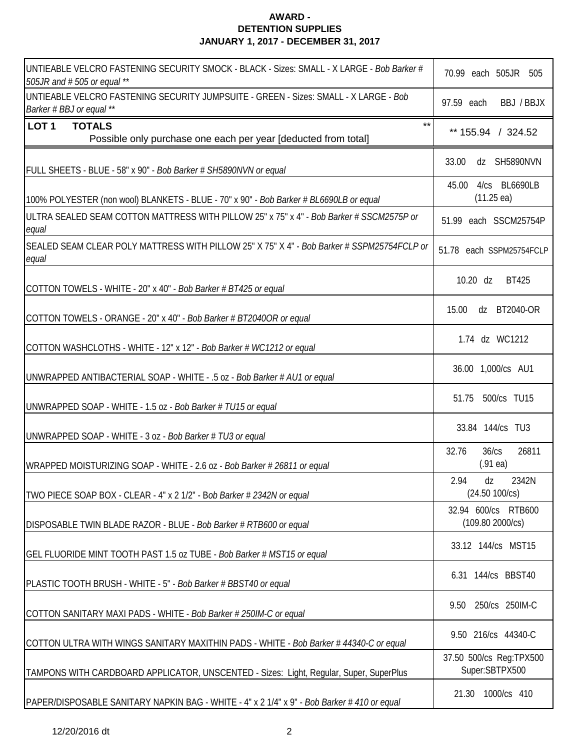**AWARD -**
**DETENTION SUPPLIES**
**JANUARY 1, 2017 - DECEMBER 31, 2017**

| Item | Price |
|---|---|
| UNTIEABLE VELCRO FASTENING SECURITY SMOCK - BLACK - Sizes: SMALL - X LARGE - *Bob Barker # 505JR and # 505 or equal \*\** | 70.99 each 505JR 505 |
| UNTIEABLE VELCRO FASTENING SECURITY JUMPSUITE - GREEN - Sizes: SMALL - X LARGE - *Bob Barker # BBJ or equal \*\** | 97.59 each BBJ / BBJX |
| **LOT 1 TOTALS** \*\* Possible only purchase one each per year [deducted from total] | \*\* 155.94 / 324.52 |
| FULL SHEETS - BLUE - 58" x 90" - *Bob Barker # SH5890NVN or equal* | 33.00 dz SH5890NVN |
| 100% POLYESTER (non wool) BLANKETS - BLUE - 70" x 90" - *Bob Barker # BL6690LB or equal* | 45.00 4/cs BL6690LB (11.25 ea) |
| ULTRA SEALED SEAM COTTON MATTRESS WITH PILLOW 25" x 75" x 4" - *Bob Barker # SSCM2575P or equal* | 51.99 each SSCM25754P |
| SEALED SEAM CLEAR POLY MATTRESS WITH PILLOW 25" X 75" X 4" - *Bob Barker # SSPM25754FCLP or equal* | 51.78 each SSPM25754FCLP |
| COTTON TOWELS - WHITE - 20" x 40" - *Bob Barker # BT425 or equal* | 10.20 dz BT425 |
| COTTON TOWELS - ORANGE - 20" x 40" - *Bob Barker # BT2040OR or equal* | 15.00 dz BT2040-OR |
| COTTON WASHCLOTHS - WHITE - 12" x 12" - *Bob Barker # WC1212 or equal* | 1.74 dz WC1212 |
| UNWRAPPED ANTIBACTERIAL SOAP - WHITE - .5 oz - *Bob Barker # AU1 or equal* | 36.00 1,000/cs AU1 |
| UNWRAPPED SOAP - WHITE - 1.5 oz - *Bob Barker # TU15 or equal* | 51.75 500/cs TU15 |
| UNWRAPPED SOAP - WHITE - 3 oz - *Bob Barker # TU3 or equal* | 33.84 144/cs TU3 |
| WRAPPED MOISTURIZING SOAP - WHITE - 2.6 oz - *Bob Barker # 26811 or equal* | 32.76 36/cs 26811 (.91 ea) |
| TWO PIECE SOAP BOX - CLEAR - 4" x 2 1/2" - *Bob Barker # 2342N or equal* | 2.94 dz 2342N (24.50 100/cs) |
| DISPOSABLE TWIN BLADE RAZOR - BLUE - *Bob Barker # RTB600 or equal* | 32.94 600/cs RTB600 (109.80 2000/cs) |
| GEL FLUORIDE MINT TOOTH PAST 1.5 oz TUBE - *Bob Barker # MST15 or equal* | 33.12 144/cs MST15 |
| PLASTIC TOOTH BRUSH - WHITE - 5" - *Bob Barker # BBST40 or equal* | 6.31 144/cs BBST40 |
| COTTON SANITARY MAXI PADS - WHITE - *Bob Barker # 250IM-C or equal* | 9.50 250/cs 250IM-C |
| COTTON ULTRA WITH WINGS SANITARY MAXITHIN PADS - WHITE - *Bob Barker # 44340-C or equal* | 9.50 216/cs 44340-C |
| TAMPONS WITH CARDBOARD APPLICATOR, UNSCENTED - Sizes: Light, Regular, Super, SuperPlus | 37.50 500/cs Reg:TPX500 Super:SBTPX500 |
| PAPER/DISPOSABLE SANITARY NAPKIN BAG - WHITE - 4" x 2 1/4" x 9" - *Bob Barker # 410 or equal* | 21.30 1000/cs 410 |

12/20/2016 dt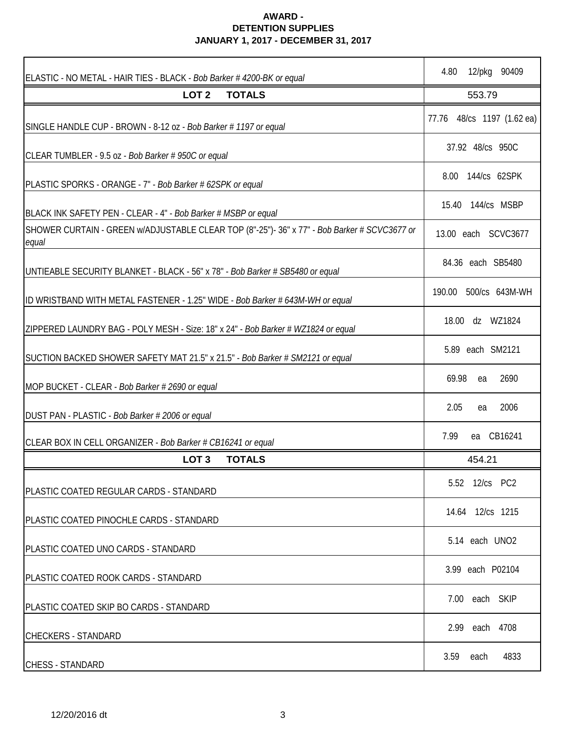**AWARD -**
**DETENTION SUPPLIES**
**JANUARY 1, 2017 - DECEMBER 31, 2017**

| | |
|---|---|
| ELASTIC - NO METAL - HAIR TIES - BLACK - *Bob Barker # 4200-BK or equal* | 4.80 12/pkg 90409 |
| **LOT 2 TOTALS** | 553.79 |
| SINGLE HANDLE CUP - BROWN - 8-12 oz - *Bob Barker # 1197 or equal* | 77.76 48/cs 1197 (1.62 ea) |
| CLEAR TUMBLER - 9.5 oz - *Bob Barker # 950C or equal* | 37.92 48/cs 950C |
| PLASTIC SPORKS - ORANGE - 7" - *Bob Barker # 62SPK or equal* | 8.00 144/cs 62SPK |
| BLACK INK SAFETY PEN - CLEAR - 4" - *Bob Barker # MSBP or equal* | 15.40 144/cs MSBP |
| SHOWER CURTAIN - GREEN w/ADJUSTABLE CLEAR TOP (8"-25")- 36" x 77" - *Bob Barker # SCVC3677 or equal* | 13.00 each SCVC3677 |
| UNTIEABLE SECURITY BLANKET - BLACK - 56" x 78" - *Bob Barker # SB5480 or equal* | 84.36 each SB5480 |
| ID WRISTBAND WITH METAL FASTENER - 1.25" WIDE - *Bob Barker # 643M-WH or equal* | 190.00 500/cs 643M-WH |
| ZIPPERED LAUNDRY BAG - POLY MESH - Size: 18" x 24" - *Bob Barker # WZ1824 or equal* | 18.00 dz WZ1824 |
| SUCTION BACKED SHOWER SAFETY MAT 21.5" x 21.5" - *Bob Barker # SM2121 or equal* | 5.89 each SM2121 |
| MOP BUCKET - CLEAR - *Bob Barker # 2690 or equal* | 69.98 ea 2690 |
| DUST PAN - PLASTIC - *Bob Barker # 2006 or equal* | 2.05 ea 2006 |
| CLEAR BOX IN CELL ORGANIZER - *Bob Barker # CB16241 or equal* | 7.99 ea CB16241 |
| **LOT 3 TOTALS** | 454.21 |
| PLASTIC COATED REGULAR CARDS - STANDARD | 5.52 12/cs PC2 |
| PLASTIC COATED PINOCHLE CARDS - STANDARD | 14.64 12/cs 1215 |
| PLASTIC COATED UNO CARDS - STANDARD | 5.14 each UNO2 |
| PLASTIC COATED ROOK CARDS - STANDARD | 3.99 each P02104 |
| PLASTIC COATED SKIP BO CARDS - STANDARD | 7.00 each SKIP |
| CHECKERS - STANDARD | 2.99 each 4708 |
| CHESS - STANDARD | 3.59 each 4833 |

12/20/2016 dt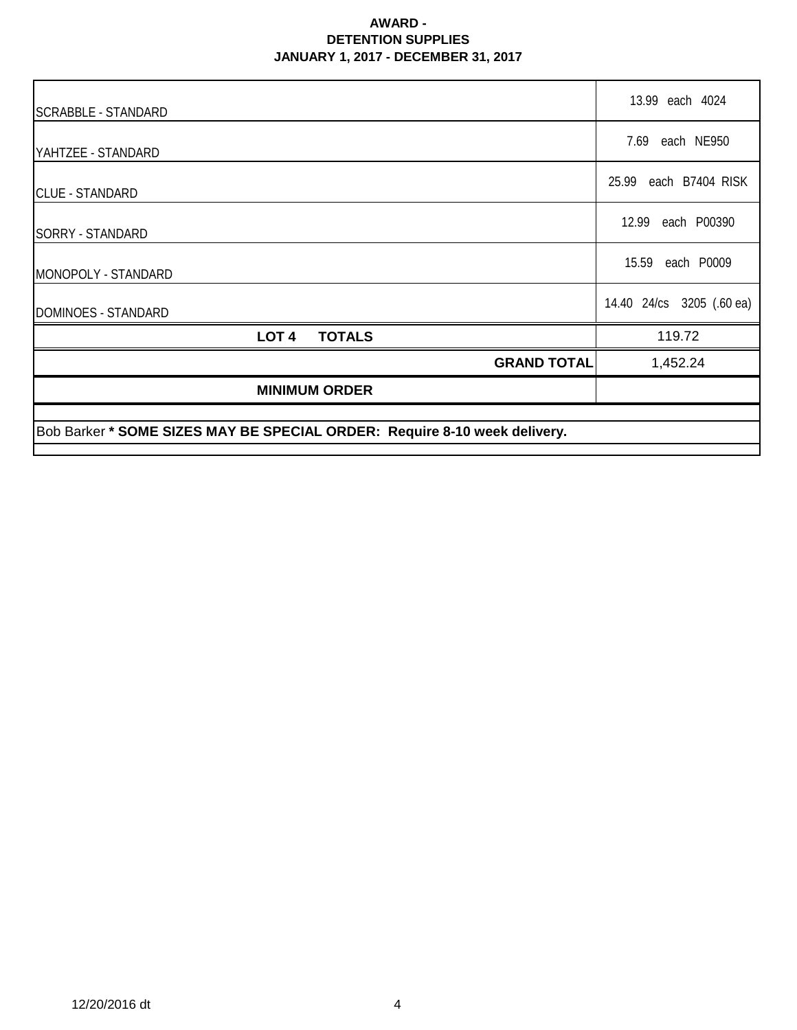**AWARD -**
**DETENTION SUPPLIES**
**JANUARY 1, 2017 - DECEMBER 31, 2017**

| | |
|---|---|
| SCRABBLE - STANDARD | 13.99 each 4024 |
| YAHTZEE - STANDARD | 7.69 each NE950 |
| CLUE - STANDARD | 25.99 each B7404 RISK |
| SORRY - STANDARD | 12.99 each P00390 |
| MONOPOLY - STANDARD | 15.59 each P0009 |
| DOMINOES - STANDARD | 14.40 24/cs 3205 (.60 ea) |
| **LOT 4 TOTALS** | 119.72 |
| **GRAND TOTAL** | 1,452.24 |
| **MINIMUM ORDER** | |

Bob Barker **\* SOME SIZES MAY BE SPECIAL ORDER: Require 8-10 week delivery.**

12/20/2016 dt